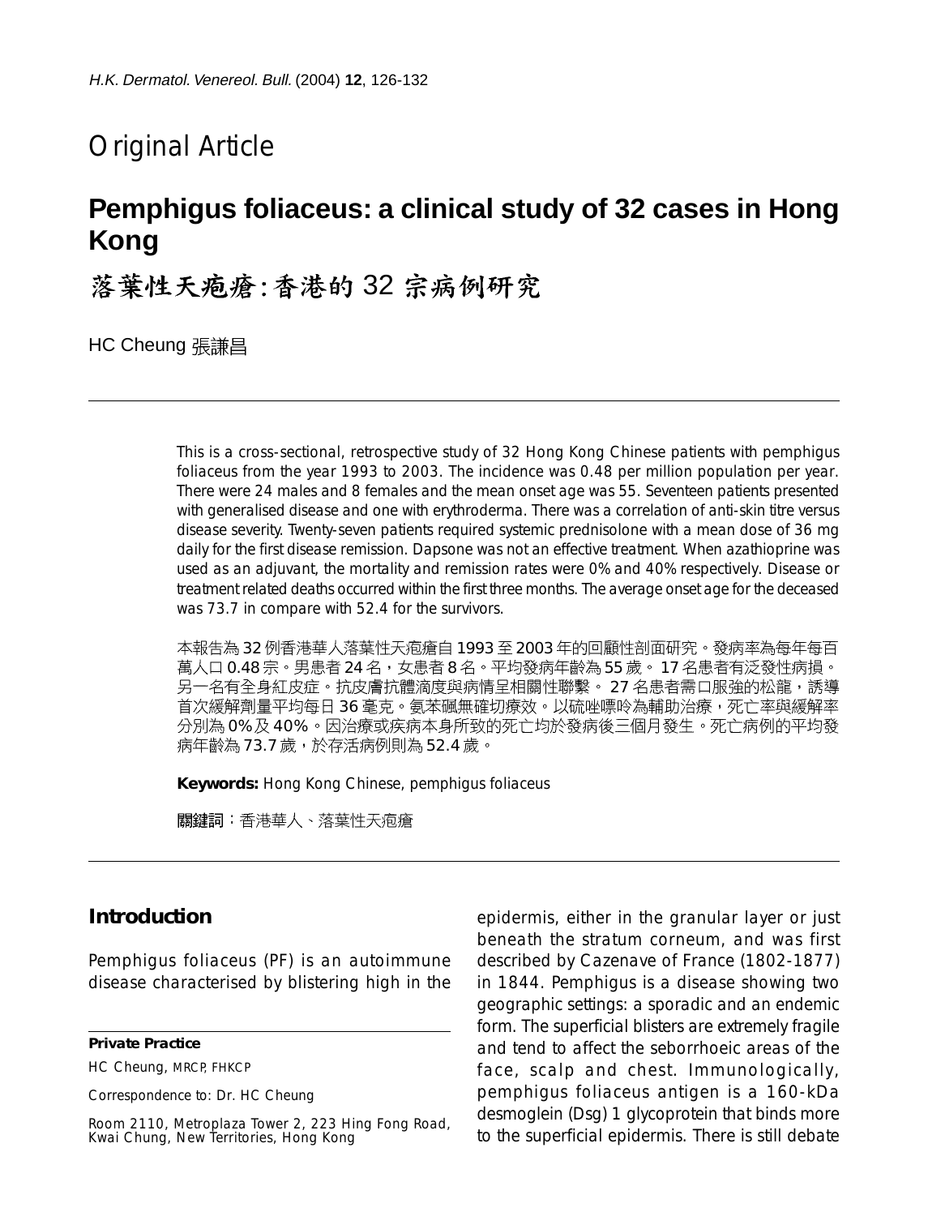## Original Article

# Pemphigus foliaceus: a clinical study of 32 cases in Hong Kong

# 落葉性天疱瘡:香港的 32 宗病例研究

HC Cheung 張謙昌

This is a cross-sectional, retrospective study of 32 Hong Kong Chinese patients with pemphigus foliaceus from the year 1993 to 2003. The incidence was 0.48 per million population per year. There were 24 males and 8 females and the mean onset age was 55. Seventeen patients presented with generalised disease and one with erythroderma. There was a correlation of anti-skin titre versus disease severity. Twenty-seven patients required systemic prednisolone with a mean dose of 36 mg daily for the first disease remission. Dapsone was not an effective treatment. When azathioprine was used as an adjuvant, the mortality and remission rates were 0% and 40% respectively. Disease or treatment related deaths occurred within the first three months. The average onset age for the deceased was 73.7 in compare with 52.4 for the survivors.

本報告為 32 例香港華人落葉性天疱瘡自 1993 至 2003 年的回顧性剖面研究。發病率為每年每百萬人口 0.48 宗。男患者 24 名，女患者 8 名。平均發病年齡為 55 歲。 17 名患者有泛發性病損。另一名有全身紅皮症。抗皮膚抗體滴度與病情呈相關性聯繫。 27 名患者需口服強的松龍，誘導首次緩解劑量平均每日 36 毫克。氨苯砜無確切療效。以硫唑嘌呤為輔助治療，死亡率與緩解率分別為 0% 及 40%。因治療或疾病本身所致的死亡均於發病後三個月發生。死亡病例的平均發病年齡為 73.7 歲，於存活病例則為 52.4 歲。

**Keywords:** Hong Kong Chinese, pemphigus foliaceus

**關鍵詞**：香港華人、落葉性天疱瘡

## Introduction

Pemphigus foliaceus (PF) is an autoimmune disease characterised by blistering high in the epidermis, either in the granular layer or just beneath the stratum corneum, and was first described by Cazenave of France (1802-1877) in 1844. Pemphigus is a disease showing two geographic settings: a sporadic and an endemic form. The superficial blisters are extremely fragile and tend to affect the seborrhoeic areas of the face, scalp and chest. Immunologically, pemphigus foliaceus antigen is a 160-kDa desmoglein (Dsg) 1 glycoprotein that binds more to the superficial epidermis. There is still debate

**Private Practice**

HC Cheung, MRCP, FHKCP

Correspondence to: Dr. HC Cheung

Room 2110, Metroplaza Tower 2, 223 Hing Fong Road, Kwai Chung, New Territories, Hong Kong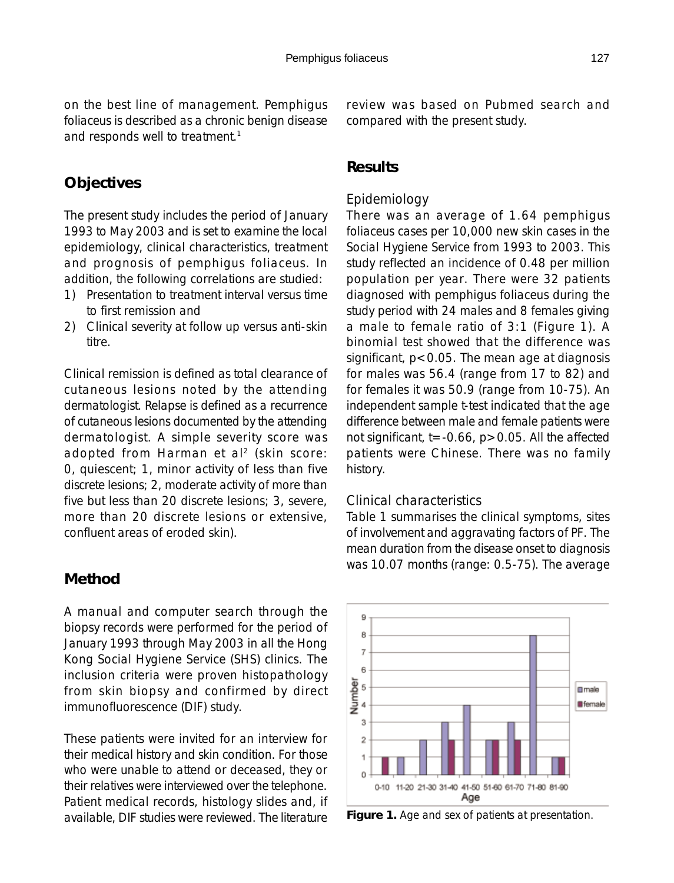on the best line of management. Pemphigus foliaceus is described as a chronic benign disease and responds well to treatment.[1]

## Objectives

The present study includes the period of January 1993 to May 2003 and is set to examine the local epidemiology, clinical characteristics, treatment and prognosis of pemphigus foliaceus. In addition, the following correlations are studied:

1) Presentation to treatment interval versus time to first remission and
2) Clinical severity at follow up versus anti-skin titre.

Clinical remission is defined as total clearance of cutaneous lesions noted by the attending dermatologist. Relapse is defined as a recurrence of cutaneous lesions documented by the attending dermatologist. A simple severity score was adopted from Harman et al[2] (skin score: 0, quiescent; 1, minor activity of less than five discrete lesions; 2, moderate activity of more than five but less than 20 discrete lesions; 3, severe, more than 20 discrete lesions or extensive, confluent areas of eroded skin).

## Method

A manual and computer search through the biopsy records were performed for the period of January 1993 through May 2003 in all the Hong Kong Social Hygiene Service (SHS) clinics. The inclusion criteria were proven histopathology from skin biopsy and confirmed by direct immunofluorescence (DIF) study.

These patients were invited for an interview for their medical history and skin condition. For those who were unable to attend or deceased, they or their relatives were interviewed over the telephone. Patient medical records, histology slides and, if available, DIF studies were reviewed. The literature review was based on Pubmed search and compared with the present study.

## Results

### Epidemiology

There was an average of 1.64 pemphigus foliaceus cases per 10,000 new skin cases in the Social Hygiene Service from 1993 to 2003. This study reflected an incidence of 0.48 per million population per year. There were 32 patients diagnosed with pemphigus foliaceus during the study period with 24 males and 8 females giving a male to female ratio of 3:1 (Figure 1). A binomial test showed that the difference was significant, $p<0.05$. The mean age at diagnosis for males was 56.4 (range from 17 to 82) and for females it was 50.9 (range from 10-75). An independent sample t-test indicated that the age difference between male and female patients were not significant, $t=-0.66$, $p>0.05$. All the affected patients were Chinese. There was no family history.

### Clinical characteristics

Table 1 summarises the clinical symptoms, sites of involvement and aggravating factors of PF. The mean duration from the disease onset to diagnosis was 10.07 months (range: 0.5-75). The average

**Figure 1.** Age and sex of patients at presentation.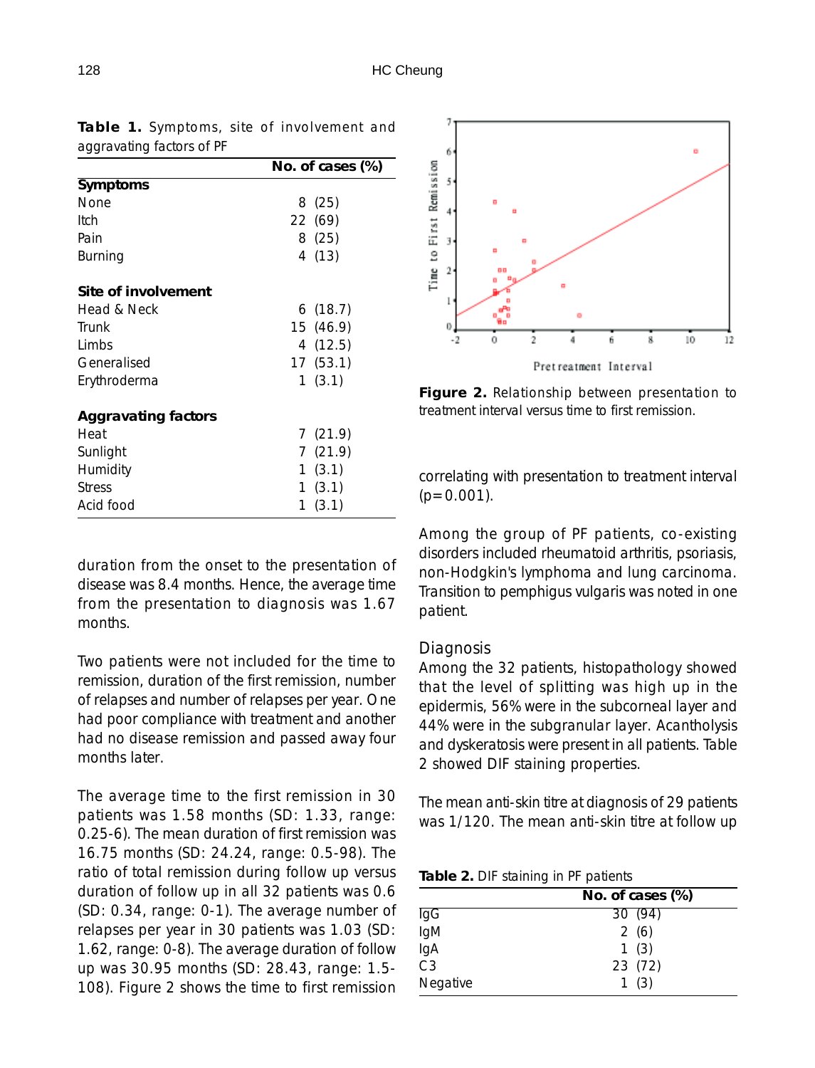**Table 1.** Symptoms, site of involvement and aggravating factors of PF

| | No. of cases (%) |
|---|---|
| **Symptoms** | |
| None | 8 (25) |
| Itch | 22 (69) |
| Pain | 8 (25) |
| Burning | 4 (13) |
| **Site of involvement** | |
| Head & Neck | 6 (18.7) |
| Trunk | 15 (46.9) |
| Limbs | 4 (12.5) |
| Generalised | 17 (53.1) |
| Erythroderma | 1 (3.1) |
| **Aggravating factors** | |
| Heat | 7 (21.9) |
| Sunlight | 7 (21.9) |
| Humidity | 1 (3.1) |
| Stress | 1 (3.1) |
| Acid food | 1 (3.1) |

duration from the onset to the presentation of disease was 8.4 months. Hence, the average time from the presentation to diagnosis was 1.67 months.

Two patients were not included for the time to remission, duration of the first remission, number of relapses and number of relapses per year. One had poor compliance with treatment and another had no disease remission and passed away four months later.

The average time to the first remission in 30 patients was 1.58 months (SD: 1.33, range: 0.25-6). The mean duration of first remission was 16.75 months (SD: 24.24, range: 0.5-98). The ratio of total remission during follow up versus duration of follow up in all 32 patients was 0.6 (SD: 0.34, range: 0-1). The average number of relapses per year in 30 patients was 1.03 (SD: 1.62, range: 0-8). The average duration of follow up was 30.95 months (SD: 28.43, range: 1.5-108). Figure 2 shows the time to first remission correlating with presentation to treatment interval ($p=0.001$).

**Figure 2.** Relationship between presentation to treatment interval versus time to first remission.

Among the group of PF patients, co-existing disorders included rheumatoid arthritis, psoriasis, non-Hodgkin's lymphoma and lung carcinoma. Transition to pemphigus vulgaris was noted in one patient.

## Diagnosis

Among the 32 patients, histopathology showed that the level of splitting was high up in the epidermis, 56% were in the subcorneal layer and 44% were in the subgranular layer. Acantholysis and dyskeratosis were present in all patients. Table 2 showed DIF staining properties.

The mean anti-skin titre at diagnosis of 29 patients was 1/120. The mean anti-skin titre at follow up

**Table 2.** DIF staining in PF patients

| | No. of cases (%) |
|---|---|
| IgG | 30 (94) |
| IgM | 2 (6) |
| IgA | 1 (3) |
| C3 | 23 (72) |
| Negative | 1 (3) |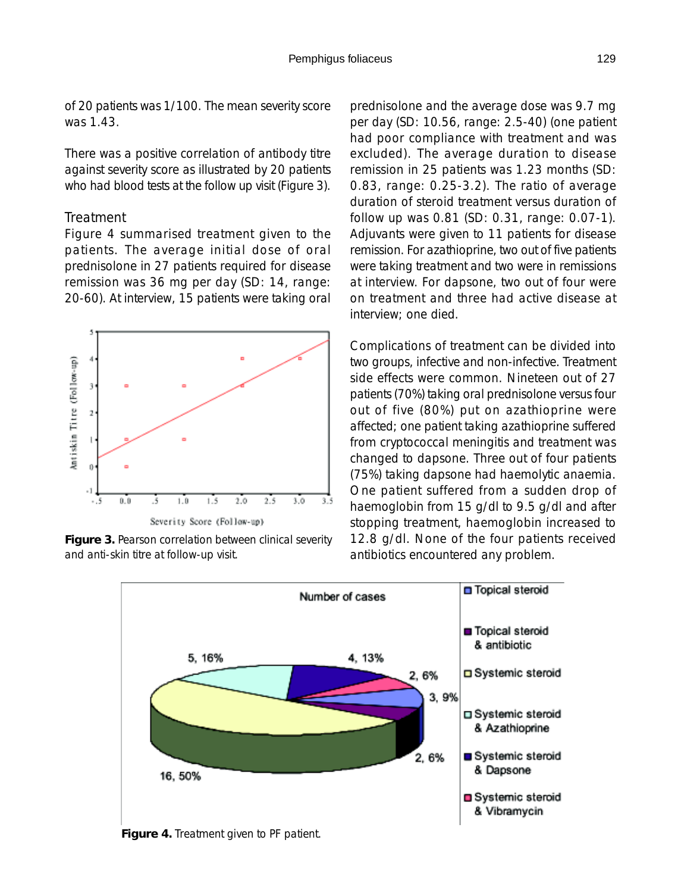of 20 patients was 1/100. The mean severity score was 1.43.

There was a positive correlation of antibody titre against severity score as illustrated by 20 patients who had blood tests at the follow up visit (Figure 3).

## Treatment

Figure 4 summarised treatment given to the patients. The average initial dose of oral prednisolone in 27 patients required for disease remission was 36 mg per day (SD: 14, range: 20-60). At interview, 15 patients were taking oral prednisolone and the average dose was 9.7 mg per day (SD: 10.56, range: 2.5-40) (one patient had poor compliance with treatment and was excluded). The average duration to disease remission in 25 patients was 1.23 months (SD: 0.83, range: 0.25-3.2). The ratio of average duration of steroid treatment versus duration of follow up was 0.81 (SD: 0.31, range: 0.07-1). Adjuvants were given to 11 patients for disease remission. For azathioprine, two out of five patients were taking treatment and two were in remissions at interview. For dapsone, two out of four were on treatment and three had active disease at interview; one died.

**Figure 3.** Pearson correlation between clinical severity and anti-skin titre at follow-up visit.

Complications of treatment can be divided into two groups, infective and non-infective. Treatment side effects were common. Nineteen out of 27 patients (70%) taking oral prednisolone versus four out of five (80%) put on azathioprine were affected; one patient taking azathioprine suffered from cryptococcal meningitis and treatment was changed to dapsone. Three out of four patients (75%) taking dapsone had haemolytic anaemia. One patient suffered from a sudden drop of haemoglobin from 15 g/dl to 9.5 g/dl and after stopping treatment, haemoglobin increased to 12.8 g/dl. None of the four patients received antibiotics encountered any problem.

**Figure 4.** Treatment given to PF patient.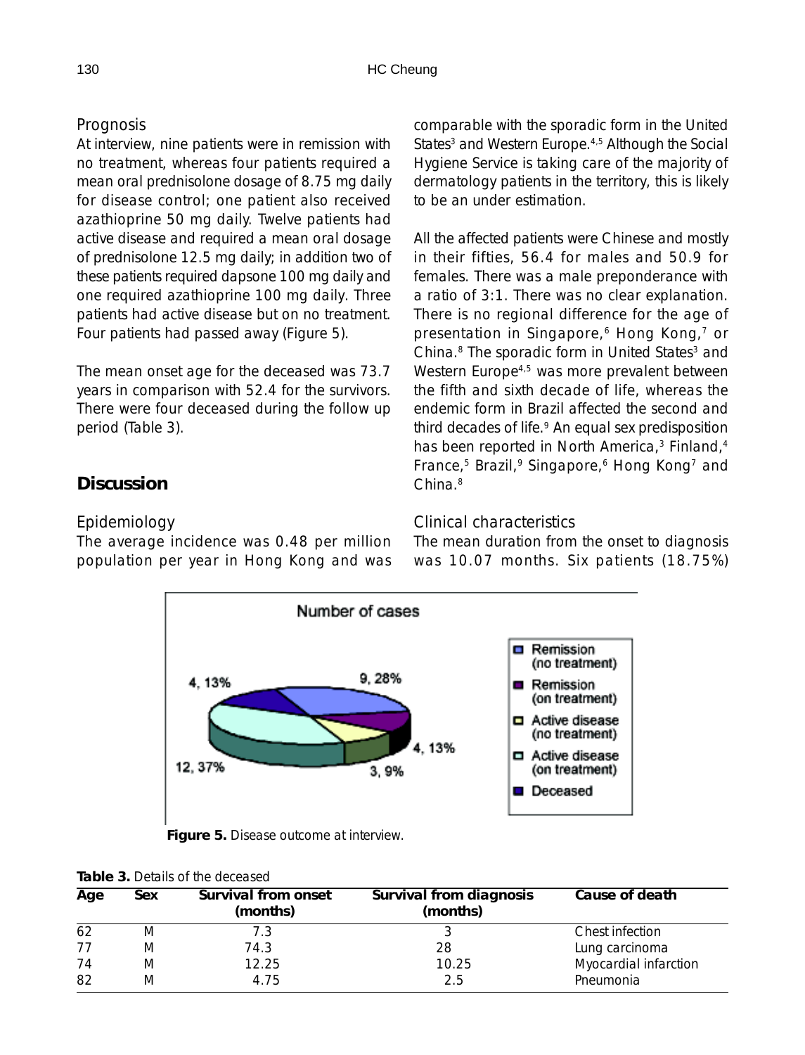### Prognosis

At interview, nine patients were in remission with no treatment, whereas four patients required a mean oral prednisolone dosage of 8.75 mg daily for disease control; one patient also received azathioprine 50 mg daily. Twelve patients had active disease and required a mean oral dosage of prednisolone 12.5 mg daily; in addition two of these patients required dapsone 100 mg daily and one required azathioprine 100 mg daily. Three patients had active disease but on no treatment. Four patients had passed away (Figure 5).

The mean onset age for the deceased was 73.7 years in comparison with 52.4 for the survivors. There were four deceased during the follow up period (Table 3).

## Discussion

### Epidemiology

The average incidence was 0.48 per million population per year in Hong Kong and was comparable with the sporadic form in the United States[3] and Western Europe.[4,5] Although the Social Hygiene Service is taking care of the majority of dermatology patients in the territory, this is likely to be an under estimation.

All the affected patients were Chinese and mostly in their fifties, 56.4 for males and 50.9 for females. There was a male preponderance with a ratio of 3:1. There was no clear explanation. There is no regional difference for the age of presentation in Singapore,[6] Hong Kong,[7] or China.[8] The sporadic form in United States[3] and Western Europe[4,5] was more prevalent between the fifth and sixth decade of life, whereas the endemic form in Brazil affected the second and third decades of life.[9] An equal sex predisposition has been reported in North America,[3] Finland,[4] France,[5] Brazil,[9] Singapore,[6] Hong Kong[7] and China.[8]

### Clinical characteristics

The mean duration from the onset to diagnosis was 10.07 months. Six patients (18.75%)

Number of cases

| Outcome | Number, % |
|---|---|
| Remission (no treatment) | 9, 28% |
| Remission (on treatment) | 4, 13% |
| Active disease (no treatment) | 3, 9% |
| Active disease (on treatment) | 12, 37% |
| Deceased | 4, 13% |

**Figure 5.** Disease outcome at interview.

**Table 3.** Details of the deceased

| Age | Sex | Survival from onset (months) | Survival from diagnosis (months) | Cause of death |
|---|---|---|---|---|
| 62 | M | 7.3 | 3 | Chest infection |
| 77 | M | 74.3 | 28 | Lung carcinoma |
| 74 | M | 12.25 | 10.25 | Myocardial infarction |
| 82 | M | 4.75 | 2.5 | Pneumonia |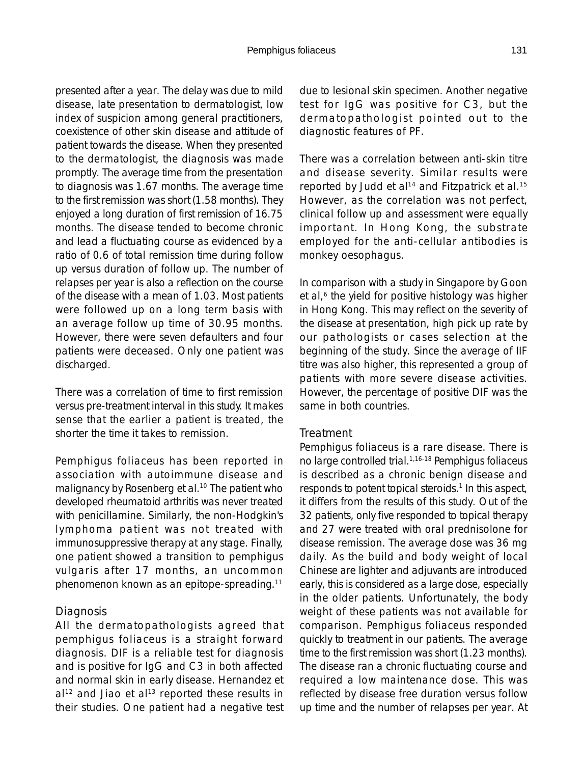presented after a year. The delay was due to mild disease, late presentation to dermatologist, low index of suspicion among general practitioners, coexistence of other skin disease and attitude of patient towards the disease. When they presented to the dermatologist, the diagnosis was made promptly. The average time from the presentation to diagnosis was 1.67 months. The average time to the first remission was short (1.58 months). They enjoyed a long duration of first remission of 16.75 months. The disease tended to become chronic and lead a fluctuating course as evidenced by a ratio of 0.6 of total remission time during follow up versus duration of follow up. The number of relapses per year is also a reflection on the course of the disease with a mean of 1.03. Most patients were followed up on a long term basis with an average follow up time of 30.95 months. However, there were seven defaulters and four patients were deceased. Only one patient was discharged.

There was a correlation of time to first remission versus pre-treatment interval in this study. It makes sense that the earlier a patient is treated, the shorter the time it takes to remission.

Pemphigus foliaceus has been reported in association with autoimmune disease and malignancy by Rosenberg et al.[10] The patient who developed rheumatoid arthritis was never treated with penicillamine. Similarly, the non-Hodgkin's lymphoma patient was not treated with immunosuppressive therapy at any stage. Finally, one patient showed a transition to pemphigus vulgaris after 17 months, an uncommon phenomenon known as an epitope-spreading.[11]

### Diagnosis

All the dermatopathologists agreed that pemphigus foliaceus is a straight forward diagnosis. DIF is a reliable test for diagnosis and is positive for IgG and C3 in both affected and normal skin in early disease. Hernandez et al[12] and Jiao et al[13] reported these results in their studies. One patient had a negative test due to lesional skin specimen. Another negative test for IgG was positive for C3, but the dermatopathologist pointed out to the diagnostic features of PF.

There was a correlation between anti-skin titre and disease severity. Similar results were reported by Judd et al[14] and Fitzpatrick et al.[15] However, as the correlation was not perfect, clinical follow up and assessment were equally important. In Hong Kong, the substrate employed for the anti-cellular antibodies is monkey oesophagus.

In comparison with a study in Singapore by Goon et al,[6] the yield for positive histology was higher in Hong Kong. This may reflect on the severity of the disease at presentation, high pick up rate by our pathologists or cases selection at the beginning of the study. Since the average of IIF titre was also higher, this represented a group of patients with more severe disease activities. However, the percentage of positive DIF was the same in both countries.

### Treatment

Pemphigus foliaceus is a rare disease. There is no large controlled trial.[1,16-18] Pemphigus foliaceus is described as a chronic benign disease and responds to potent topical steroids.[1] In this aspect, it differs from the results of this study. Out of the 32 patients, only five responded to topical therapy and 27 were treated with oral prednisolone for disease remission. The average dose was 36 mg daily. As the build and body weight of local Chinese are lighter and adjuvants are introduced early, this is considered as a large dose, especially in the older patients. Unfortunately, the body weight of these patients was not available for comparison. Pemphigus foliaceus responded quickly to treatment in our patients. The average time to the first remission was short (1.23 months). The disease ran a chronic fluctuating course and required a low maintenance dose. This was reflected by disease free duration versus follow up time and the number of relapses per year. At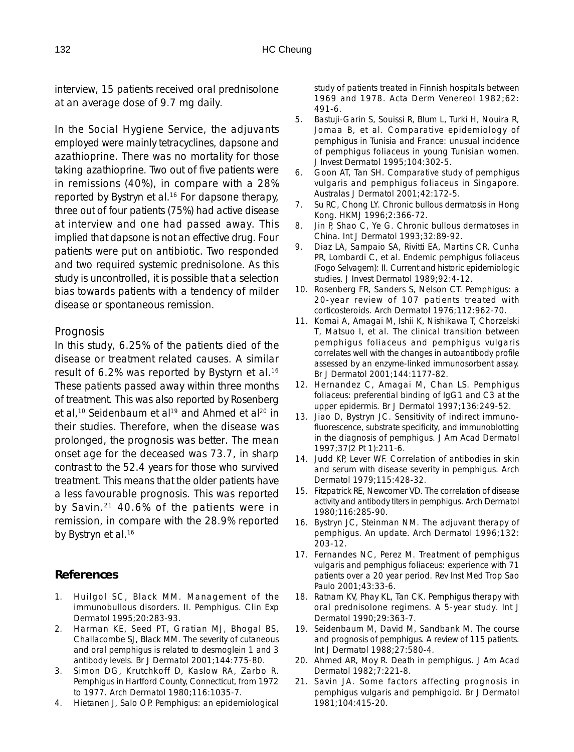interview, 15 patients received oral prednisolone at an average dose of 9.7 mg daily.

In the Social Hygiene Service, the adjuvants employed were mainly tetracyclines, dapsone and azathioprine. There was no mortality for those taking azathioprine. Two out of five patients were in remissions (40%), in compare with a 28% reported by Bystryn et al.[16] For dapsone therapy, three out of four patients (75%) had active disease at interview and one had passed away. This implied that dapsone is not an effective drug. Four patients were put on antibiotic. Two responded and two required systemic prednisolone. As this study is uncontrolled, it is possible that a selection bias towards patients with a tendency of milder disease or spontaneous remission.

### Prognosis

In this study, 6.25% of the patients died of the disease or treatment related causes. A similar result of 6.2% was reported by Bystyrn et al.[16] These patients passed away within three months of treatment. This was also reported by Rosenberg et al,[10] Seidenbaum et al[19] and Ahmed et al[20] in their studies. Therefore, when the disease was prolonged, the prognosis was better. The mean onset age for the deceased was 73.7, in sharp contrast to the 52.4 years for those who survived treatment. This means that the older patients have a less favourable prognosis. This was reported by Savin.[21] 40.6% of the patients were in remission, in compare with the 28.9% reported by Bystryn et al.[16]

## References

1. Huilgol SC, Black MM. Management of the immunobullous disorders. II. Pemphigus. Clin Exp Dermatol 1995;20:283-93.
2. Harman KE, Seed PT, Gratian MJ, Bhogal BS, Challacombe SJ, Black MM. The severity of cutaneous and oral pemphigus is related to desmoglein 1 and 3 antibody levels. Br J Dermatol 2001;144:775-80.
3. Simon DG, Krutchkoff D, Kaslow RA, Zarbo R. Pemphigus in Hartford County, Connecticut, from 1972 to 1977. Arch Dermatol 1980;116:1035-7.
4. Hietanen J, Salo OP. Pemphigus: an epidemiological study of patients treated in Finnish hospitals between 1969 and 1978. Acta Derm Venereol 1982;62: 491-6.
5. Bastuji-Garin S, Souissi R, Blum L, Turki H, Nouira R, Jomaa B, et al. Comparative epidemiology of pemphigus in Tunisia and France: unusual incidence of pemphigus foliaceus in young Tunisian women. J Invest Dermatol 1995;104:302-5.
6. Goon AT, Tan SH. Comparative study of pemphigus vulgaris and pemphigus foliaceus in Singapore. Australas J Dermatol 2001;42:172-5.
7. Su RC, Chong LY. Chronic bullous dermatosis in Hong Kong. HKMJ 1996;2:366-72.
8. Jin P, Shao C, Ye G. Chronic bullous dermatoses in China. Int J Dermatol 1993;32:89-92.
9. Diaz LA, Sampaio SA, Rivitti EA, Martins CR, Cunha PR, Lombardi C, et al. Endemic pemphigus foliaceus (Fogo Selvagem): II. Current and historic epidemiologic studies. J Invest Dermatol 1989;92:4-12.
10. Rosenberg FR, Sanders S, Nelson CT. Pemphigus: a 20-year review of 107 patients treated with corticosteroids. Arch Dermatol 1976;112:962-70.
11. Komai A, Amagai M, Ishii K, Nishikawa T, Chorzelski T, Matsuo I, et al. The clinical transition between pemphigus foliaceus and pemphigus vulgaris correlates well with the changes in autoantibody profile assessed by an enzyme-linked immunosorbent assay. Br J Dermatol 2001;144:1177-82.
12. Hernandez C, Amagai M, Chan LS. Pemphigus foliaceus: preferential binding of IgG1 and C3 at the upper epidermis. Br J Dermatol 1997;136:249-52.
13. Jiao D, Bystryn JC. Sensitivity of indirect immuno-fluorescence, substrate specificity, and immunoblotting in the diagnosis of pemphigus. J Am Acad Dermatol 1997;37(2 Pt 1):211-6.
14. Judd KP, Lever WF. Correlation of antibodies in skin and serum with disease severity in pemphigus. Arch Dermatol 1979;115:428-32.
15. Fitzpatrick RE, Newcomer VD. The correlation of disease activity and antibody titers in pemphigus. Arch Dermatol 1980;116:285-90.
16. Bystryn JC, Steinman NM. The adjuvant therapy of pemphigus. An update. Arch Dermatol 1996;132: 203-12.
17. Fernandes NC, Perez M. Treatment of pemphigus vulgaris and pemphigus foliaceus: experience with 71 patients over a 20 year period. Rev Inst Med Trop Sao Paulo 2001;43:33-6.
18. Ratnam KV, Phay KL, Tan CK. Pemphigus therapy with oral prednisolone regimens. A 5-year study. Int J Dermatol 1990;29:363-7.
19. Seidenbaum M, David M, Sandbank M. The course and prognosis of pemphigus. A review of 115 patients. Int J Dermatol 1988;27:580-4.
20. Ahmed AR, Moy R. Death in pemphigus. J Am Acad Dermatol 1982;7:221-8.
21. Savin JA. Some factors affecting prognosis in pemphigus vulgaris and pemphigoid. Br J Dermatol 1981;104:415-20.